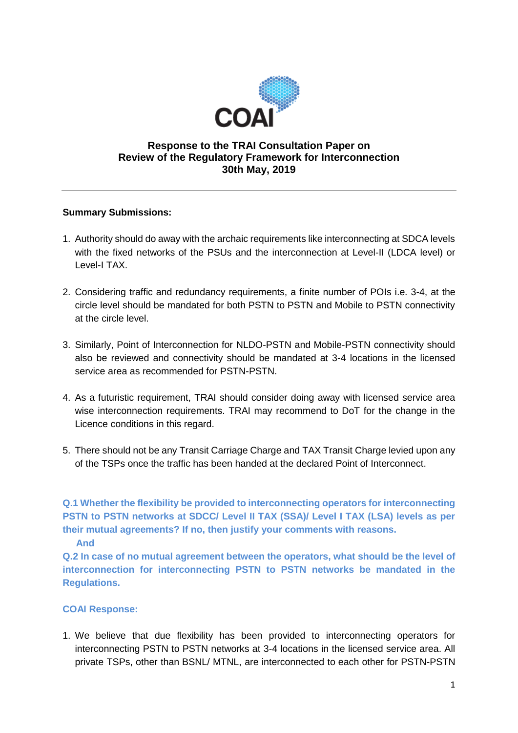COAI

# Response to the TRAI Consultation Paper on Review of the Regulatory Framework for Interconnection
**30th May, 2019**

---

**Summary Submissions:**

1. Authority should do away with the archaic requirements like interconnecting at SDCA levels with the fixed networks of the PSUs and the interconnection at Level-II (LDCA level) or Level-I TAX.

2. Considering traffic and redundancy requirements, a finite number of POIs i.e. 3-4, at the circle level should be mandated for both PSTN to PSTN and Mobile to PSTN connectivity at the circle level.

3. Similarly, Point of Interconnection for NLDO-PSTN and Mobile-PSTN connectivity should also be reviewed and connectivity should be mandated at 3-4 locations in the licensed service area as recommended for PSTN-PSTN.

4. As a futuristic requirement, TRAI should consider doing away with licensed service area wise interconnection requirements. TRAI may recommend to DoT for the change in the Licence conditions in this regard.

5. There should not be any Transit Carriage Charge and TAX Transit Charge levied upon any of the TSPs once the traffic has been handed at the declared Point of Interconnect.

**Q.1 Whether the flexibility be provided to interconnecting operators for interconnecting PSTN to PSTN networks at SDCC/ Level II TAX (SSA)/ Level I TAX (LSA) levels as per their mutual agreements? If no, then justify your comments with reasons.**

**And**

**Q.2 In case of no mutual agreement between the operators, what should be the level of interconnection for interconnecting PSTN to PSTN networks be mandated in the Regulations.**

**COAI Response:**

1. We believe that due flexibility has been provided to interconnecting operators for interconnecting PSTN to PSTN networks at 3-4 locations in the licensed service area. All private TSPs, other than BSNL/ MTNL, are interconnected to each other for PSTN-PSTN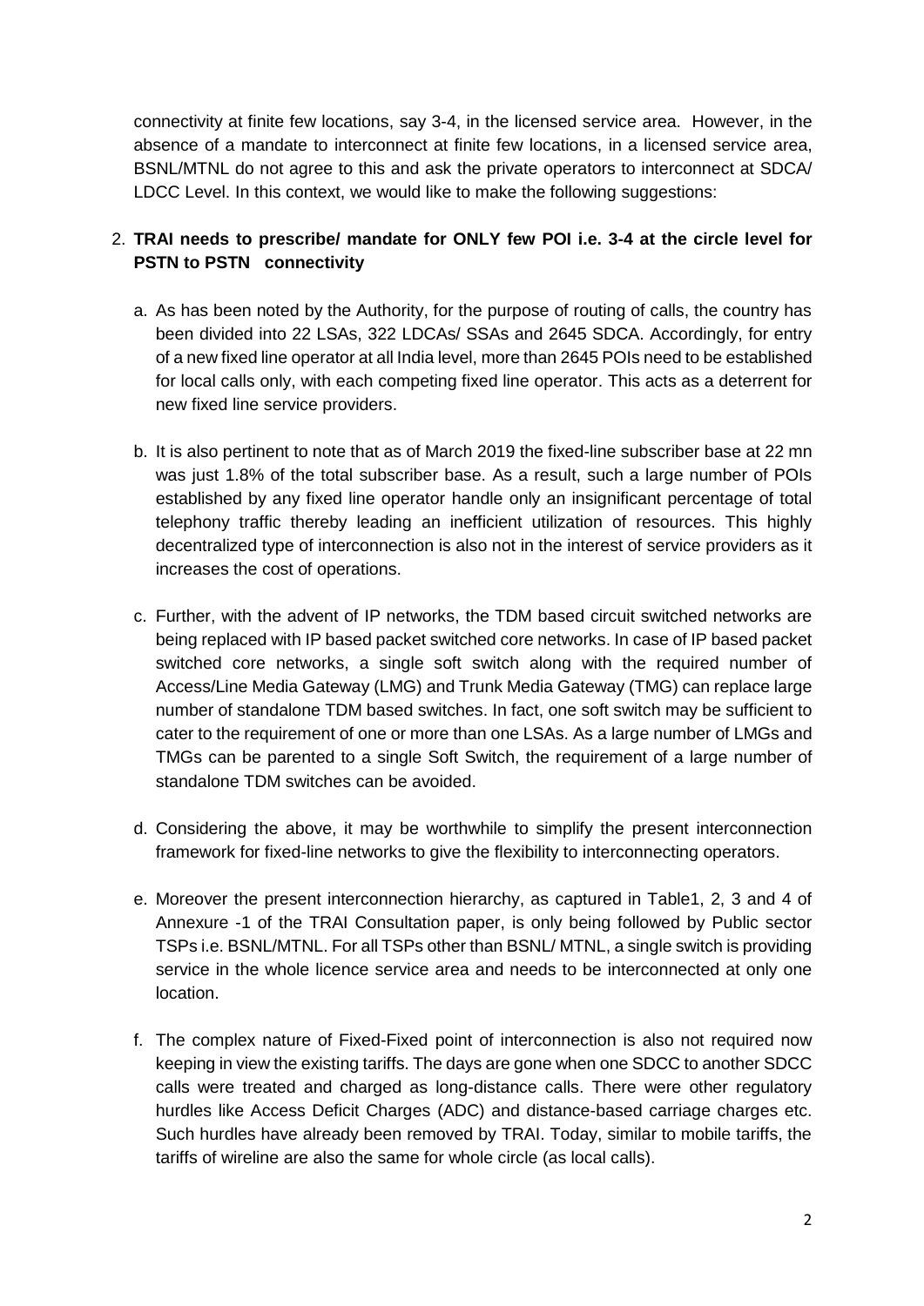connectivity at finite few locations, say 3-4, in the licensed service area. However, in the absence of a mandate to interconnect at finite few locations, in a licensed service area, BSNL/MTNL do not agree to this and ask the private operators to interconnect at SDCA/ LDCC Level. In this context, we would like to make the following suggestions:

2. **TRAI needs to prescribe/ mandate for ONLY few POI i.e. 3-4 at the circle level for PSTN to PSTN connectivity**

   a. As has been noted by the Authority, for the purpose of routing of calls, the country has been divided into 22 LSAs, 322 LDCAs/ SSAs and 2645 SDCA. Accordingly, for entry of a new fixed line operator at all India level, more than 2645 POIs need to be established for local calls only, with each competing fixed line operator. This acts as a deterrent for new fixed line service providers.

   b. It is also pertinent to note that as of March 2019 the fixed-line subscriber base at 22 mn was just 1.8% of the total subscriber base. As a result, such a large number of POIs established by any fixed line operator handle only an insignificant percentage of total telephony traffic thereby leading an inefficient utilization of resources. This highly decentralized type of interconnection is also not in the interest of service providers as it increases the cost of operations.

   c. Further, with the advent of IP networks, the TDM based circuit switched networks are being replaced with IP based packet switched core networks. In case of IP based packet switched core networks, a single soft switch along with the required number of Access/Line Media Gateway (LMG) and Trunk Media Gateway (TMG) can replace large number of standalone TDM based switches. In fact, one soft switch may be sufficient to cater to the requirement of one or more than one LSAs. As a large number of LMGs and TMGs can be parented to a single Soft Switch, the requirement of a large number of standalone TDM switches can be avoided.

   d. Considering the above, it may be worthwhile to simplify the present interconnection framework for fixed-line networks to give the flexibility to interconnecting operators.

   e. Moreover the present interconnection hierarchy, as captured in Table1, 2, 3 and 4 of Annexure -1 of the TRAI Consultation paper, is only being followed by Public sector TSPs i.e. BSNL/MTNL. For all TSPs other than BSNL/ MTNL, a single switch is providing service in the whole licence service area and needs to be interconnected at only one location.

   f. The complex nature of Fixed-Fixed point of interconnection is also not required now keeping in view the existing tariffs. The days are gone when one SDCC to another SDCC calls were treated and charged as long-distance calls. There were other regulatory hurdles like Access Deficit Charges (ADC) and distance-based carriage charges etc. Such hurdles have already been removed by TRAI. Today, similar to mobile tariffs, the tariffs of wireline are also the same for whole circle (as local calls).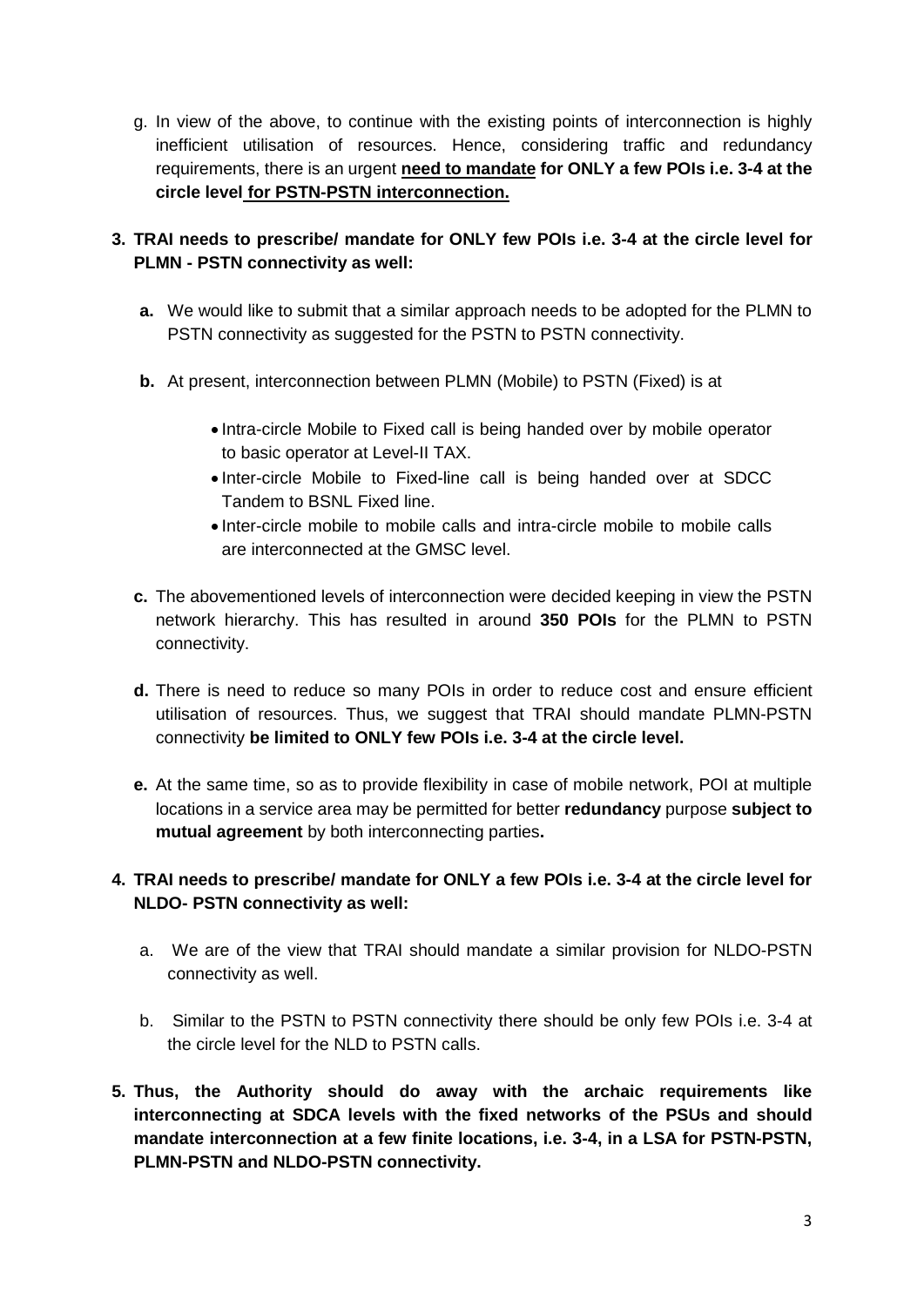g. In view of the above, to continue with the existing points of interconnection is highly inefficient utilisation of resources. Hence, considering traffic and redundancy requirements, there is an urgent **need to mandate for ONLY a few POIs i.e. 3-4 at the circle level for PSTN-PSTN interconnection.**

**3. TRAI needs to prescribe/ mandate for ONLY few POIs i.e. 3-4 at the circle level for PLMN - PSTN connectivity as well:**

**a.** We would like to submit that a similar approach needs to be adopted for the PLMN to PSTN connectivity as suggested for the PSTN to PSTN connectivity.

**b.** At present, interconnection between PLMN (Mobile) to PSTN (Fixed) is at

- Intra-circle Mobile to Fixed call is being handed over by mobile operator to basic operator at Level-II TAX.
- Inter-circle Mobile to Fixed-line call is being handed over at SDCC Tandem to BSNL Fixed line.
- Inter-circle mobile to mobile calls and intra-circle mobile to mobile calls are interconnected at the GMSC level.

**c.** The abovementioned levels of interconnection were decided keeping in view the PSTN network hierarchy. This has resulted in around **350 POIs** for the PLMN to PSTN connectivity.

**d.** There is need to reduce so many POIs in order to reduce cost and ensure efficient utilisation of resources. Thus, we suggest that TRAI should mandate PLMN-PSTN connectivity **be limited to ONLY few POIs i.e. 3-4 at the circle level.**

**e.** At the same time, so as to provide flexibility in case of mobile network, POI at multiple locations in a service area may be permitted for better **redundancy** purpose **subject to mutual agreement** by both interconnecting parties**.**

**4. TRAI needs to prescribe/ mandate for ONLY a few POIs i.e. 3-4 at the circle level for NLDO- PSTN connectivity as well:**

a. We are of the view that TRAI should mandate a similar provision for NLDO-PSTN connectivity as well.

b. Similar to the PSTN to PSTN connectivity there should be only few POIs i.e. 3-4 at the circle level for the NLD to PSTN calls.

**5. Thus, the Authority should do away with the archaic requirements like interconnecting at SDCA levels with the fixed networks of the PSUs and should mandate interconnection at a few finite locations, i.e. 3-4, in a LSA for PSTN-PSTN, PLMN-PSTN and NLDO-PSTN connectivity.**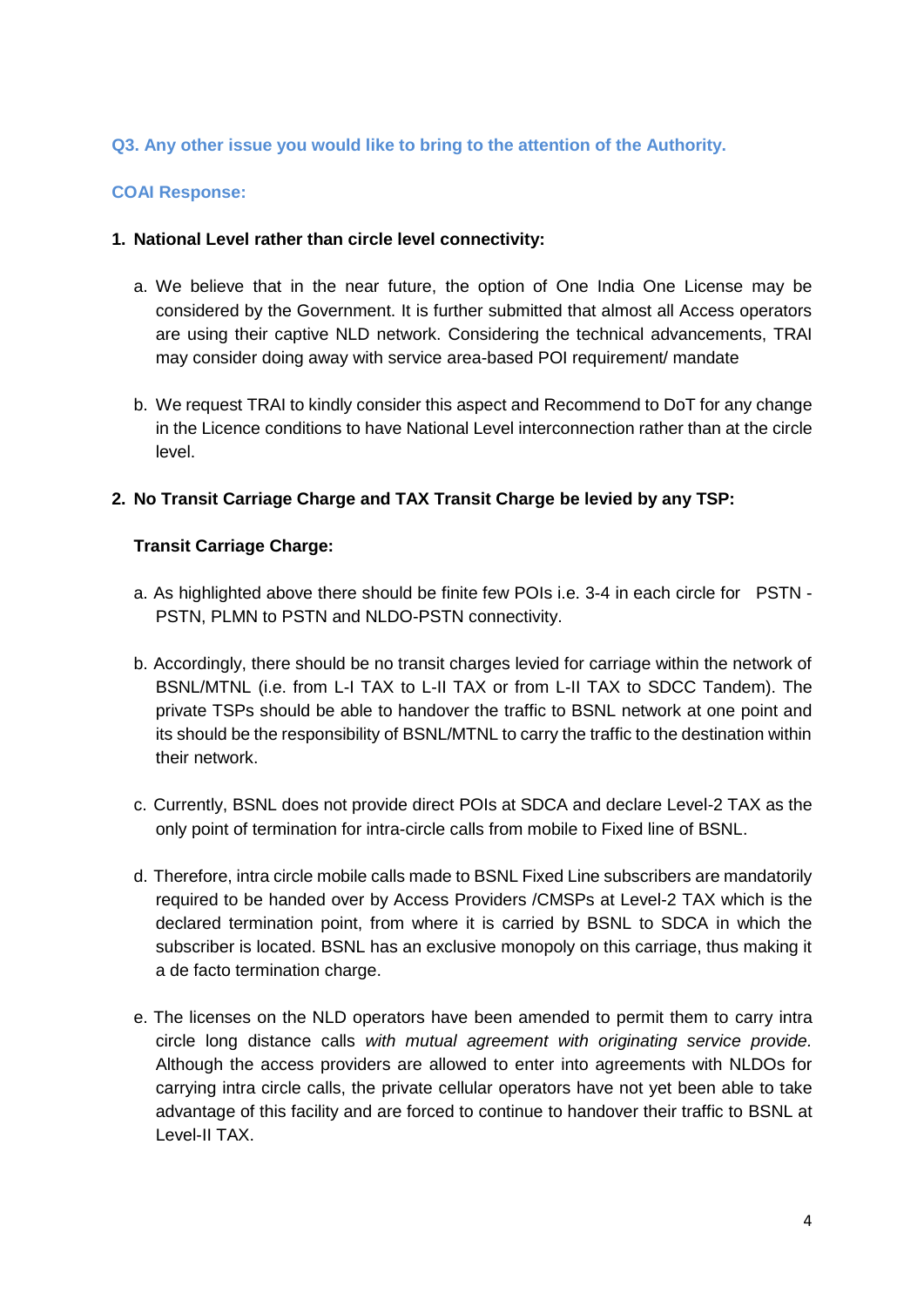**Q3. Any other issue you would like to bring to the attention of the Authority.**

**COAI Response:**

1. **National Level rather than circle level connectivity:**

   a. We believe that in the near future, the option of One India One License may be considered by the Government. It is further submitted that almost all Access operators are using their captive NLD network. Considering the technical advancements, TRAI may consider doing away with service area-based POI requirement/ mandate

   b. We request TRAI to kindly consider this aspect and Recommend to DoT for any change in the Licence conditions to have National Level interconnection rather than at the circle level.

2. **No Transit Carriage Charge and TAX Transit Charge be levied by any TSP:**

   **Transit Carriage Charge:**

   a. As highlighted above there should be finite few POIs i.e. 3-4 in each circle for PSTN - PSTN, PLMN to PSTN and NLDO-PSTN connectivity.

   b. Accordingly, there should be no transit charges levied for carriage within the network of BSNL/MTNL (i.e. from L-I TAX to L-II TAX or from L-II TAX to SDCC Tandem). The private TSPs should be able to handover the traffic to BSNL network at one point and its should be the responsibility of BSNL/MTNL to carry the traffic to the destination within their network.

   c. Currently, BSNL does not provide direct POIs at SDCA and declare Level-2 TAX as the only point of termination for intra-circle calls from mobile to Fixed line of BSNL.

   d. Therefore, intra circle mobile calls made to BSNL Fixed Line subscribers are mandatorily required to be handed over by Access Providers /CMSPs at Level-2 TAX which is the declared termination point, from where it is carried by BSNL to SDCA in which the subscriber is located. BSNL has an exclusive monopoly on this carriage, thus making it a de facto termination charge.

   e. The licenses on the NLD operators have been amended to permit them to carry intra circle long distance calls *with mutual agreement with originating service provide.* Although the access providers are allowed to enter into agreements with NLDOs for carrying intra circle calls, the private cellular operators have not yet been able to take advantage of this facility and are forced to continue to handover their traffic to BSNL at Level-II TAX.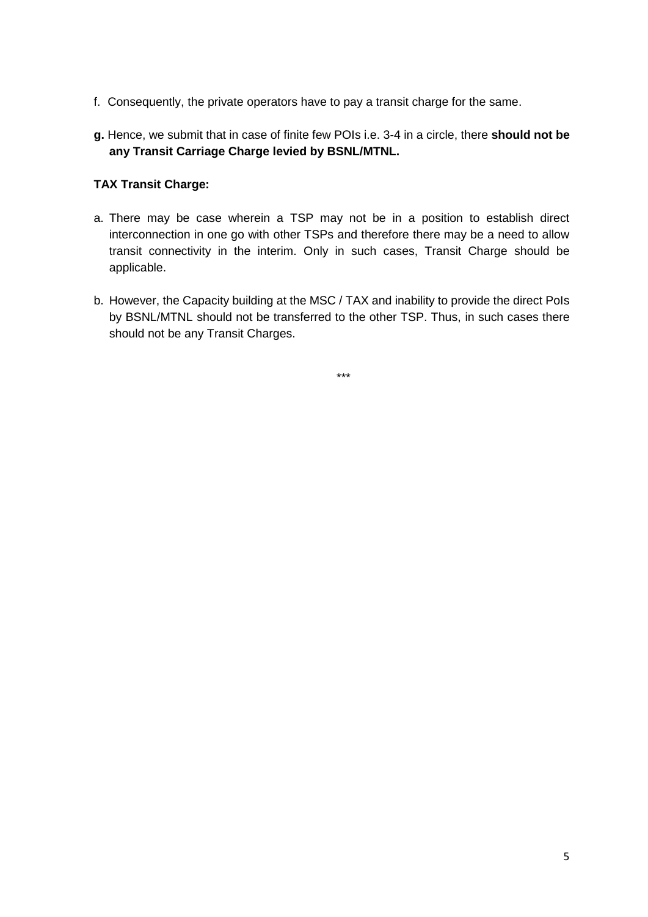f. Consequently, the private operators have to pay a transit charge for the same.

**g.** Hence, we submit that in case of finite few POIs i.e. 3-4 in a circle, there **should not be any Transit Carriage Charge levied by BSNL/MTNL.**

**TAX Transit Charge:**

a. There may be case wherein a TSP may not be in a position to establish direct interconnection in one go with other TSPs and therefore there may be a need to allow transit connectivity in the interim. Only in such cases, Transit Charge should be applicable.

b. However, the Capacity building at the MSC / TAX and inability to provide the direct PoIs by BSNL/MTNL should not be transferred to the other TSP. Thus, in such cases there should not be any Transit Charges.

***